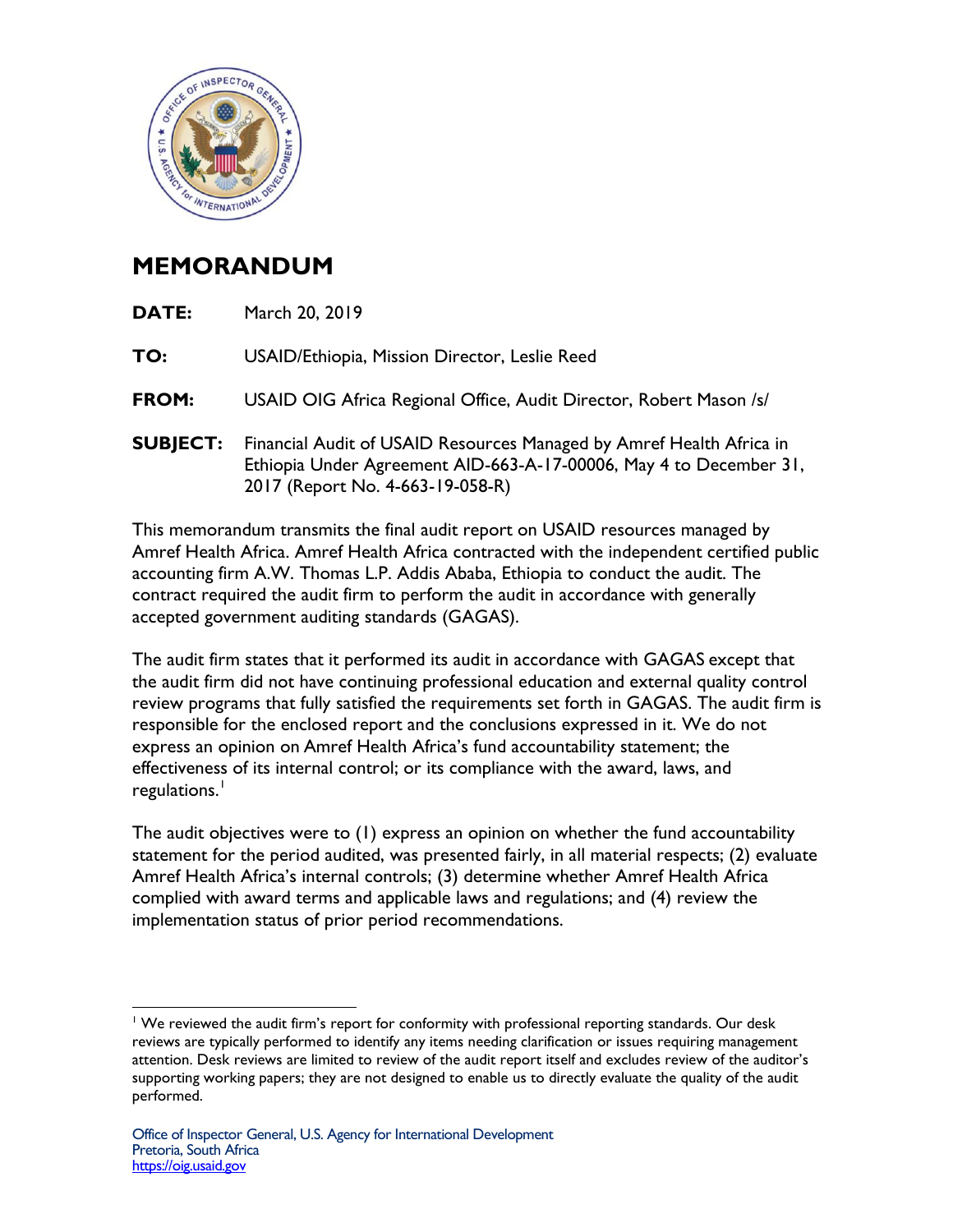# MEMORANDUM

**DATE:** March 20, 2019

**TO:** USAID/Ethiopia, Mission Director, Leslie Reed

**FROM:** USAID OIG Africa Regional Office, Audit Director, Robert Mason /s/

**SUBJECT:** Financial Audit of USAID Resources Managed by Amref Health Africa in Ethiopia Under Agreement AID-663-A-17-00006, May 4 to December 31, 2017 (Report No. 4-663-19-058-R)

This memorandum transmits the final audit report on USAID resources managed by Amref Health Africa. Amref Health Africa contracted with the independent certified public accounting firm A.W. Thomas L.P. Addis Ababa, Ethiopia to conduct the audit. The contract required the audit firm to perform the audit in accordance with generally accepted government auditing standards (GAGAS).

The audit firm states that it performed its audit in accordance with GAGAS except that the audit firm did not have continuing professional education and external quality control review programs that fully satisfied the requirements set forth in GAGAS. The audit firm is responsible for the enclosed report and the conclusions expressed in it. We do not express an opinion on Amref Health Africa's fund accountability statement; the effectiveness of its internal control; or its compliance with the award, laws, and regulations.[1]

The audit objectives were to (1) express an opinion on whether the fund accountability statement for the period audited, was presented fairly, in all material respects; (2) evaluate Amref Health Africa's internal controls; (3) determine whether Amref Health Africa complied with award terms and applicable laws and regulations; and (4) review the implementation status of prior period recommendations.

---

[1] We reviewed the audit firm's report for conformity with professional reporting standards. Our desk reviews are typically performed to identify any items needing clarification or issues requiring management attention. Desk reviews are limited to review of the audit report itself and excludes review of the auditor's supporting working papers; they are not designed to enable us to directly evaluate the quality of the audit performed.

Office of Inspector General, U.S. Agency for International Development
Pretoria, South Africa
https://oig.usaid.gov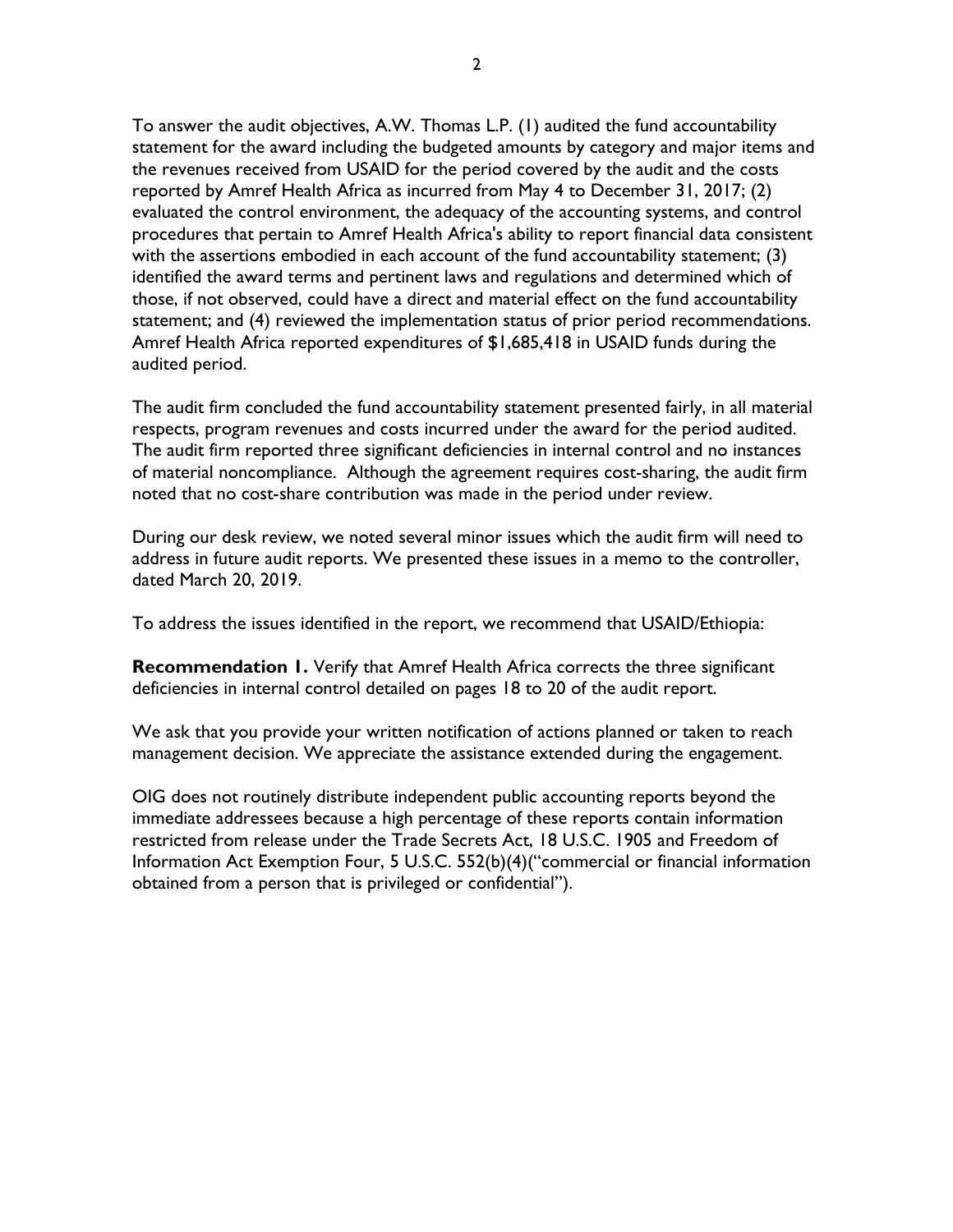To answer the audit objectives, A.W. Thomas L.P. (1) audited the fund accountability statement for the award including the budgeted amounts by category and major items and the revenues received from USAID for the period covered by the audit and the costs reported by Amref Health Africa as incurred from May 4 to December 31, 2017; (2) evaluated the control environment, the adequacy of the accounting systems, and control procedures that pertain to Amref Health Africa's ability to report financial data consistent with the assertions embodied in each account of the fund accountability statement; (3) identified the award terms and pertinent laws and regulations and determined which of those, if not observed, could have a direct and material effect on the fund accountability statement; and (4) reviewed the implementation status of prior period recommendations. Amref Health Africa reported expenditures of $1,685,418 in USAID funds during the audited period.

The audit firm concluded the fund accountability statement presented fairly, in all material respects, program revenues and costs incurred under the award for the period audited. The audit firm reported three significant deficiencies in internal control and no instances of material noncompliance. Although the agreement requires cost-sharing, the audit firm noted that no cost-share contribution was made in the period under review.

During our desk review, we noted several minor issues which the audit firm will need to address in future audit reports. We presented these issues in a memo to the controller, dated March 20, 2019.

To address the issues identified in the report, we recommend that USAID/Ethiopia:

**Recommendation 1.** Verify that Amref Health Africa corrects the three significant deficiencies in internal control detailed on pages 18 to 20 of the audit report.

We ask that you provide your written notification of actions planned or taken to reach management decision. We appreciate the assistance extended during the engagement.

OIG does not routinely distribute independent public accounting reports beyond the immediate addressees because a high percentage of these reports contain information restricted from release under the Trade Secrets Act, 18 U.S.C. 1905 and Freedom of Information Act Exemption Four, 5 U.S.C. 552(b)(4)("commercial or financial information obtained from a person that is privileged or confidential").